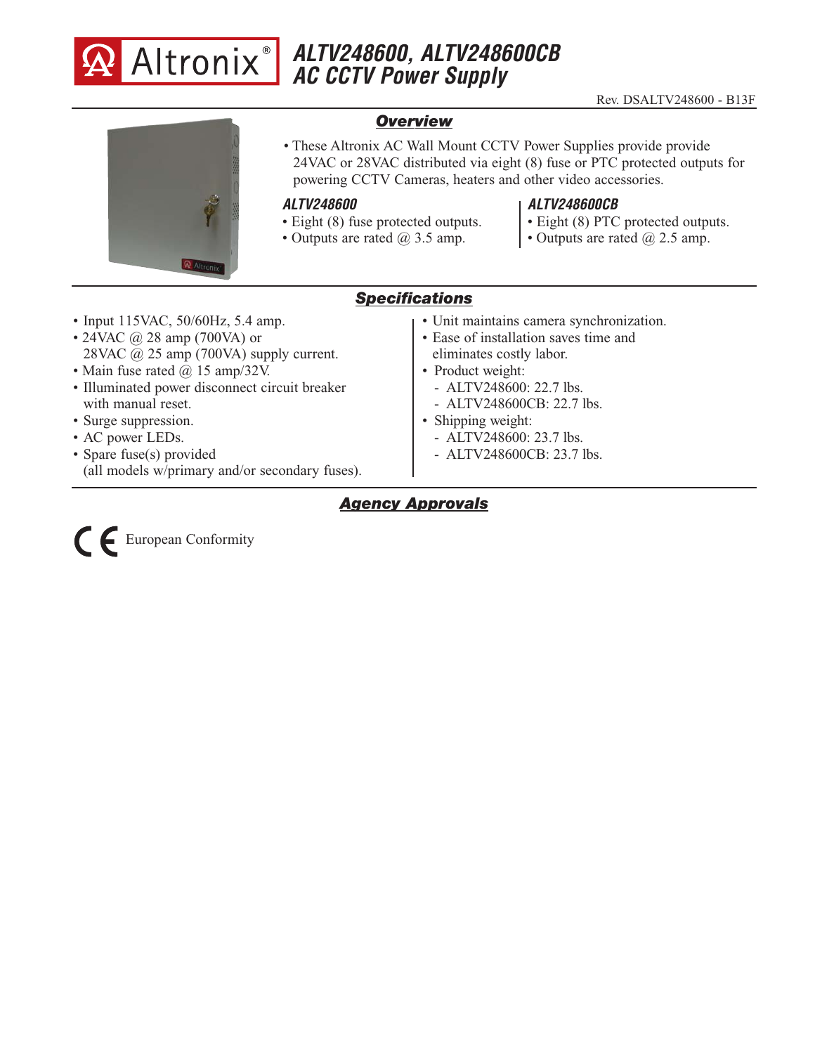# ALTV248600, ALTV248600CB AC CCTV Power Supply

Rev. DSALTV248600 - B13F

## Overview

- These Altronix AC Wall Mount CCTV Power Supplies provide provide 24VAC or 28VAC distributed via eight (8) fuse or PTC protected outputs for powering CCTV Cameras, heaters and other video accessories.

### ALTV248600

- Eight (8) fuse protected outputs.
- Outputs are rated @ 3.5 amp.

### ALTV248600CB

- Eight (8) PTC protected outputs.
- Outputs are rated @ 2.5 amp.

## Specifications

- Input 115VAC, 50/60Hz, 5.4 amp.
- 24VAC @ 28 amp (700VA) or 28VAC @ 25 amp (700VA) supply current.
- Main fuse rated @ 15 amp/32V.
- Illuminated power disconnect circuit breaker with manual reset.
- Surge suppression.
- AC power LEDs.
- Spare fuse(s) provided (all models w/primary and/or secondary fuses).
- Unit maintains camera synchronization.
- Ease of installation saves time and eliminates costly labor.
- Product weight:
  - ALTV248600: 22.7 lbs.
  - ALTV248600CB: 22.7 lbs.
- Shipping weight:
  - ALTV248600: 23.7 lbs.
  - ALTV248600CB: 23.7 lbs.

## Agency Approvals

CE European Conformity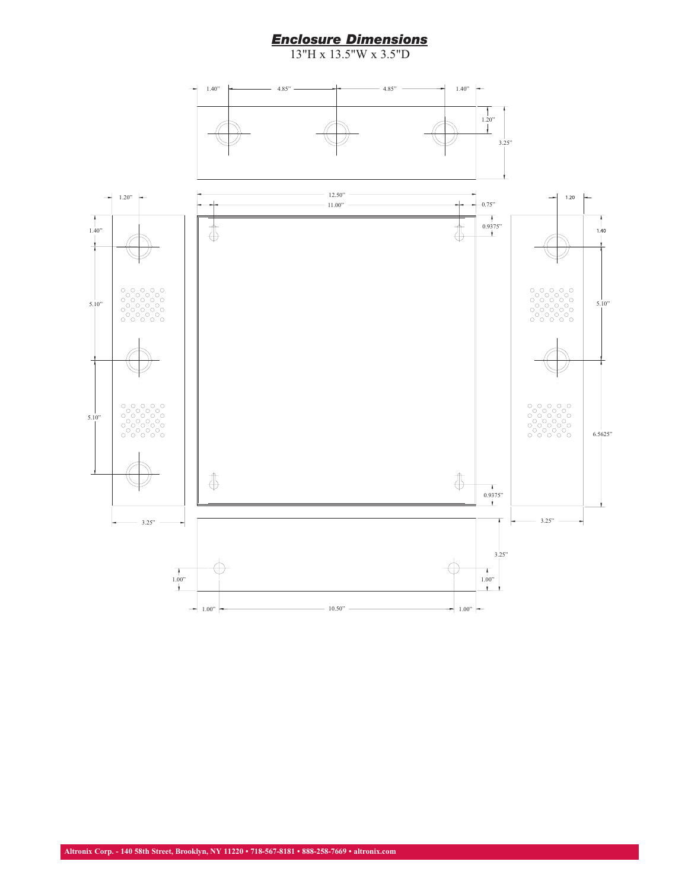## *Enclosure Dimensions*

13"H x 13.5"W x 3.5"D

1.40" 4.85" 4.85" 1.40"

1.20"

3.25"

1.20"

12.50"

11.00"

0.75"

0.9375"

1.20

1.40

1.40"

5.10"

5.10"

5.10"

6.5625"

0.9375"

3.25"

3.25"

3.25"

1.00"

1.00"

1.00" 10.50" 1.00"